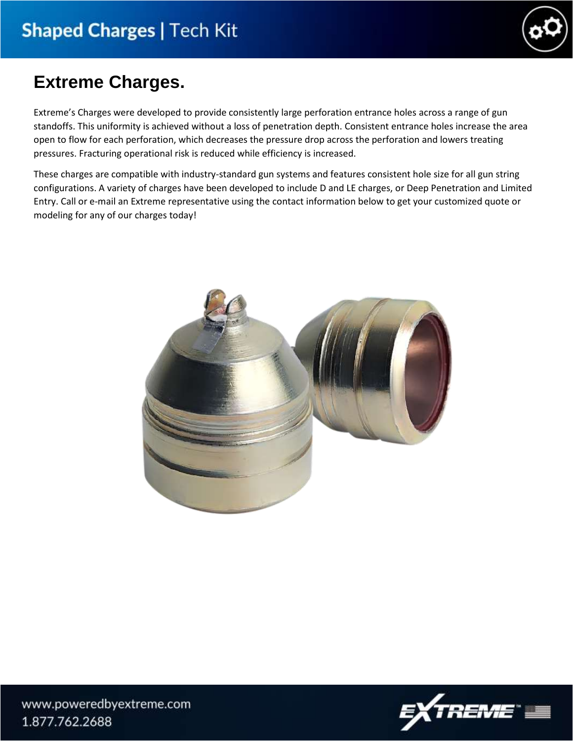# Shaped Charges | Tech Kit

## Extreme Charges.

Extreme's Charges were developed to provide consistently large perforation entrance holes across a range of gun standoffs. This uniformity is achieved without a loss of penetration depth. Consistent entrance holes increase the area open to flow for each perforation, which decreases the pressure drop across the perforation and lowers treating pressures. Fracturing operational risk is reduced while efficiency is increased.

These charges are compatible with industry-standard gun systems and features consistent hole size for all gun string configurations. A variety of charges have been developed to include D and LE charges, or Deep Penetration and Limited Entry. Call or e-mail an Extreme representative using the contact information below to get your customized quote or modeling for any of our charges today!

www.poweredbyextreme.com
1.877.762.2688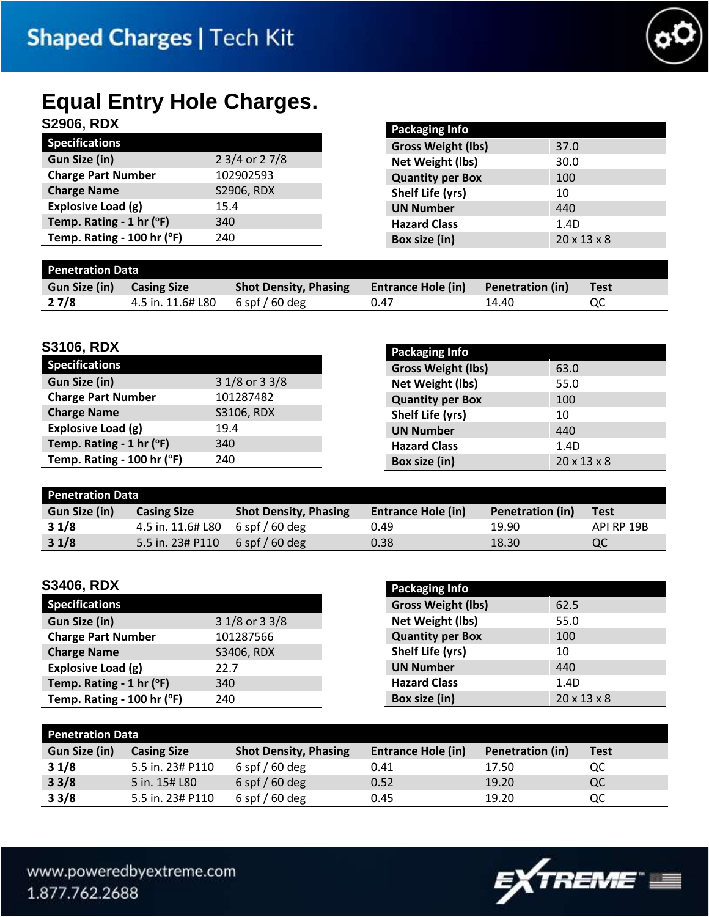# Equal Entry Hole Charges.

## S2906, RDX

| Specifications | |
|---|---|
| **Gun Size (in)** | 2 3/4 or 2 7/8 |
| **Charge Part Number** | 102902593 |
| **Charge Name** | S2906, RDX |
| **Explosive Load (g)** | 15.4 |
| **Temp. Rating - 1 hr (°F)** | 340 |
| **Temp. Rating - 100 hr (°F)** | 240 |

| Packaging Info | |
|---|---|
| **Gross Weight (lbs)** | 37.0 |
| **Net Weight (lbs)** | 30.0 |
| **Quantity per Box** | 100 |
| **Shelf Life (yrs)** | 10 |
| **UN Number** | 440 |
| **Hazard Class** | 1.4D |
| **Box size (in)** | 20 x 13 x 8 |

| Penetration Data | | | | | |
|---|---|---|---|---|---|
| **Gun Size (in)** | **Casing Size** | **Shot Density, Phasing** | **Entrance Hole (in)** | **Penetration (in)** | **Test** |
| **2 7/8** | 4.5 in. 11.6# L80 | 6 spf / 60 deg | 0.47 | 14.40 | QC |

## S3106, RDX

| Specifications | |
|---|---|
| **Gun Size (in)** | 3 1/8 or 3 3/8 |
| **Charge Part Number** | 101287482 |
| **Charge Name** | S3106, RDX |
| **Explosive Load (g)** | 19.4 |
| **Temp. Rating - 1 hr (°F)** | 340 |
| **Temp. Rating - 100 hr (°F)** | 240 |

| Packaging Info | |
|---|---|
| **Gross Weight (lbs)** | 63.0 |
| **Net Weight (lbs)** | 55.0 |
| **Quantity per Box** | 100 |
| **Shelf Life (yrs)** | 10 |
| **UN Number** | 440 |
| **Hazard Class** | 1.4D |
| **Box size (in)** | 20 x 13 x 8 |

| Penetration Data | | | | | |
|---|---|---|---|---|---|
| **Gun Size (in)** | **Casing Size** | **Shot Density, Phasing** | **Entrance Hole (in)** | **Penetration (in)** | **Test** |
| **3 1/8** | 4.5 in. 11.6# L80 | 6 spf / 60 deg | 0.49 | 19.90 | API RP 19B |
| **3 1/8** | 5.5 in. 23# P110 | 6 spf / 60 deg | 0.38 | 18.30 | QC |

## S3406, RDX

| Specifications | |
|---|---|
| **Gun Size (in)** | 3 1/8 or 3 3/8 |
| **Charge Part Number** | 101287566 |
| **Charge Name** | S3406, RDX |
| **Explosive Load (g)** | 22.7 |
| **Temp. Rating - 1 hr (°F)** | 340 |
| **Temp. Rating - 100 hr (°F)** | 240 |

| Packaging Info | |
|---|---|
| **Gross Weight (lbs)** | 62.5 |
| **Net Weight (lbs)** | 55.0 |
| **Quantity per Box** | 100 |
| **Shelf Life (yrs)** | 10 |
| **UN Number** | 440 |
| **Hazard Class** | 1.4D |
| **Box size (in)** | 20 x 13 x 8 |

| Penetration Data | | | | | |
|---|---|---|---|---|---|
| **Gun Size (in)** | **Casing Size** | **Shot Density, Phasing** | **Entrance Hole (in)** | **Penetration (in)** | **Test** |
| **3 1/8** | 5.5 in. 23# P110 | 6 spf / 60 deg | 0.41 | 17.50 | QC |
| **3 3/8** | 5 in. 15# L80 | 6 spf / 60 deg | 0.52 | 19.20 | QC |
| **3 3/8** | 5.5 in. 23# P110 | 6 spf / 60 deg | 0.45 | 19.20 | QC |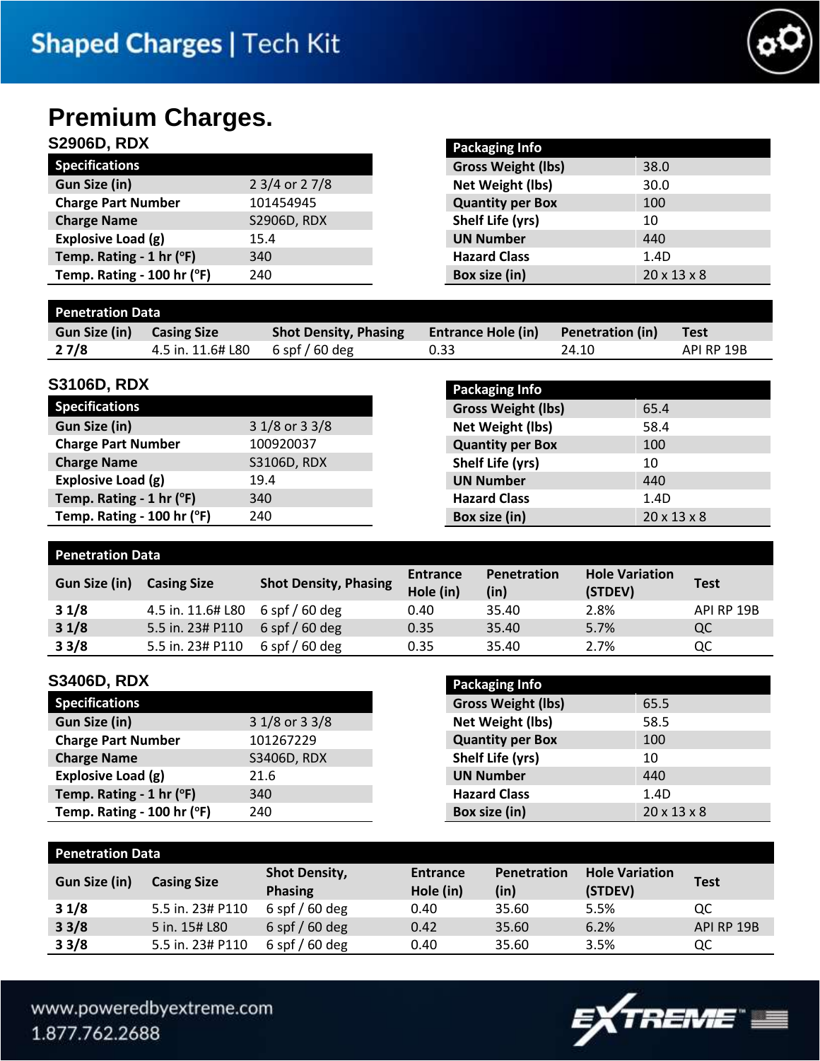# Premium Charges.

## S2906D, RDX

| Specifications | |
|---|---|
| Gun Size (in) | 2 3/4 or 2 7/8 |
| Charge Part Number | 101454945 |
| Charge Name | S2906D, RDX |
| Explosive Load (g) | 15.4 |
| Temp. Rating - 1 hr (°F) | 340 |
| Temp. Rating - 100 hr (°F) | 240 |

| Packaging Info | |
|---|---|
| Gross Weight (lbs) | 38.0 |
| Net Weight (lbs) | 30.0 |
| Quantity per Box | 100 |
| Shelf Life (yrs) | 10 |
| UN Number | 440 |
| Hazard Class | 1.4D |
| Box size (in) | 20 x 13 x 8 |

**Penetration Data**

| Gun Size (in) | Casing Size | Shot Density, Phasing | Entrance Hole (in) | Penetration (in) | Test |
|---|---|---|---|---|---|
| **2 7/8** | 4.5 in. 11.6# L80 | 6 spf / 60 deg | 0.33 | 24.10 | API RP 19B |

## S3106D, RDX

| Specifications | |
|---|---|
| Gun Size (in) | 3 1/8 or 3 3/8 |
| Charge Part Number | 100920037 |
| Charge Name | S3106D, RDX |
| Explosive Load (g) | 19.4 |
| Temp. Rating - 1 hr (°F) | 340 |
| Temp. Rating - 100 hr (°F) | 240 |

| Packaging Info | |
|---|---|
| Gross Weight (lbs) | 65.4 |
| Net Weight (lbs) | 58.4 |
| Quantity per Box | 100 |
| Shelf Life (yrs) | 10 |
| UN Number | 440 |
| Hazard Class | 1.4D |
| Box size (in) | 20 x 13 x 8 |

**Penetration Data**

| Gun Size (in) | Casing Size | Shot Density, Phasing | Entrance Hole (in) | Penetration (in) | Hole Variation (STDEV) | Test |
|---|---|---|---|---|---|---|
| **3 1/8** | 4.5 in. 11.6# L80 | 6 spf / 60 deg | 0.40 | 35.40 | 2.8% | API RP 19B |
| **3 1/8** | 5.5 in. 23# P110 | 6 spf / 60 deg | 0.35 | 35.40 | 5.7% | QC |
| **3 3/8** | 5.5 in. 23# P110 | 6 spf / 60 deg | 0.35 | 35.40 | 2.7% | QC |

## S3406D, RDX

| Specifications | |
|---|---|
| Gun Size (in) | 3 1/8 or 3 3/8 |
| Charge Part Number | 101267229 |
| Charge Name | S3406D, RDX |
| Explosive Load (g) | 21.6 |
| Temp. Rating - 1 hr (°F) | 340 |
| Temp. Rating - 100 hr (°F) | 240 |

| Packaging Info | |
|---|---|
| Gross Weight (lbs) | 65.5 |
| Net Weight (lbs) | 58.5 |
| Quantity per Box | 100 |
| Shelf Life (yrs) | 10 |
| UN Number | 440 |
| Hazard Class | 1.4D |
| Box size (in) | 20 x 13 x 8 |

**Penetration Data**

| Gun Size (in) | Casing Size | Shot Density, Phasing | Entrance Hole (in) | Penetration (in) | Hole Variation (STDEV) | Test |
|---|---|---|---|---|---|---|
| **3 1/8** | 5.5 in. 23# P110 | 6 spf / 60 deg | 0.40 | 35.60 | 5.5% | QC |
| **3 3/8** | 5 in. 15# L80 | 6 spf / 60 deg | 0.42 | 35.60 | 6.2% | API RP 19B |
| **3 3/8** | 5.5 in. 23# P110 | 6 spf / 60 deg | 0.40 | 35.60 | 3.5% | QC |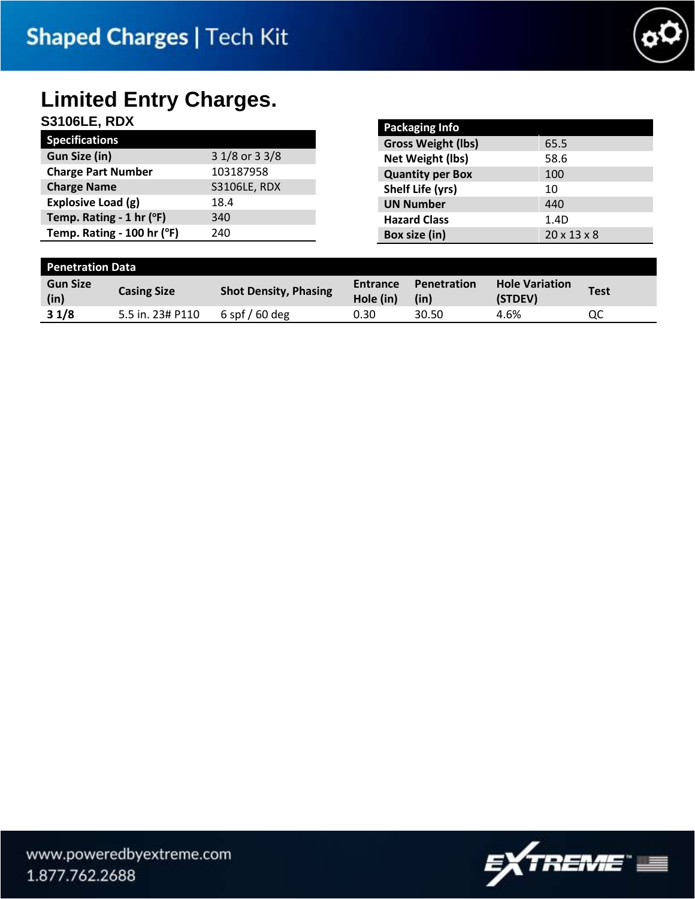# Limited Entry Charges.

## S3106LE, RDX

| Specifications | |
|---|---|
| **Gun Size (in)** | 3 1/8 or 3 3/8 |
| **Charge Part Number** | 103187958 |
| **Charge Name** | S3106LE, RDX |
| **Explosive Load (g)** | 18.4 |
| **Temp. Rating - 1 hr (°F)** | 340 |
| **Temp. Rating - 100 hr (°F)** | 240 |

| Packaging Info | |
|---|---|
| **Gross Weight (lbs)** | 65.5 |
| **Net Weight (lbs)** | 58.6 |
| **Quantity per Box** | 100 |
| **Shelf Life (yrs)** | 10 |
| **UN Number** | 440 |
| **Hazard Class** | 1.4D |
| **Box size (in)** | 20 x 13 x 8 |

**Penetration Data**

| Gun Size (in) | Casing Size | Shot Density, Phasing | Entrance Hole (in) | Penetration (in) | Hole Variation (STDEV) | Test |
|---|---|---|---|---|---|---|
| **3 1/8** | 5.5 in. 23# P110 | 6 spf / 60 deg | 0.30 | 30.50 | 4.6% | QC |

www.poweredbyextreme.com
1.877.762.2688